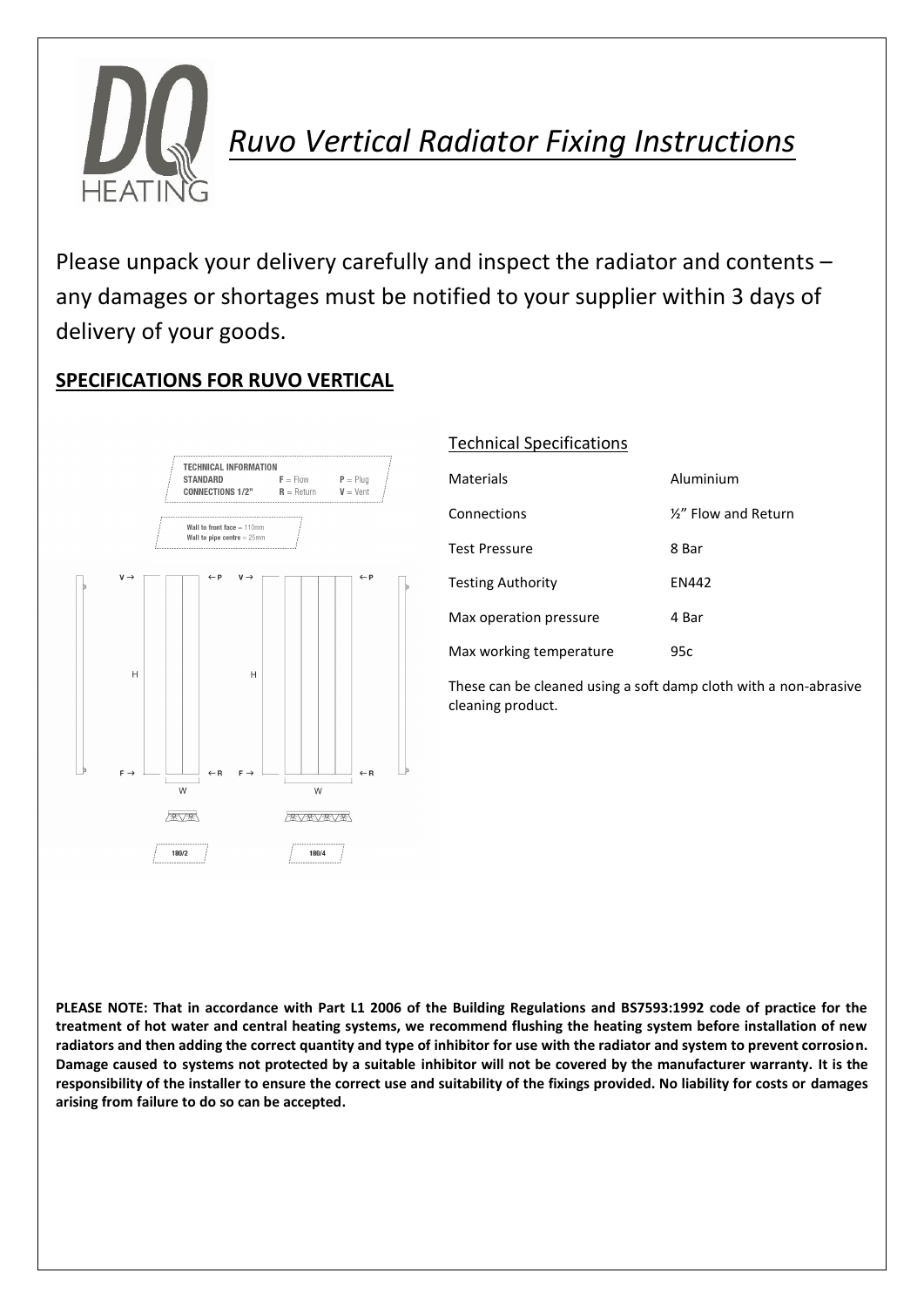# *Ruvo Vertical Radiator Fixing Instructions*

Please unpack your delivery carefully and inspect the radiator and contents – any damages or shortages must be notified to your supplier within 3 days of delivery of your goods.

## SPECIFICATIONS FOR RUVO VERTICAL

TECHNICAL INFORMATION
STANDARD CONNECTIONS 1/2"
F = Flow R = Return P = Plug V = Vent

Wall to front face = 110mm
Wall to pipe centre = 25mm

180/2 180/4

### Technical Specifications

| | |
|---|---|
| Materials | Aluminium |
| Connections | ½" Flow and Return |
| Test Pressure | 8 Bar |
| Testing Authority | EN442 |
| Max operation pressure | 4 Bar |
| Max working temperature | 95c |

These can be cleaned using a soft damp cloth with a non-abrasive cleaning product.

**PLEASE NOTE: That in accordance with Part L1 2006 of the Building Regulations and BS7593:1992 code of practice for the treatment of hot water and central heating systems, we recommend flushing the heating system before installation of new radiators and then adding the correct quantity and type of inhibitor for use with the radiator and system to prevent corrosion. Damage caused to systems not protected by a suitable inhibitor will not be covered by the manufacturer warranty. It is the responsibility of the installer to ensure the correct use and suitability of the fixings provided. No liability for costs or damages arising from failure to do so can be accepted.**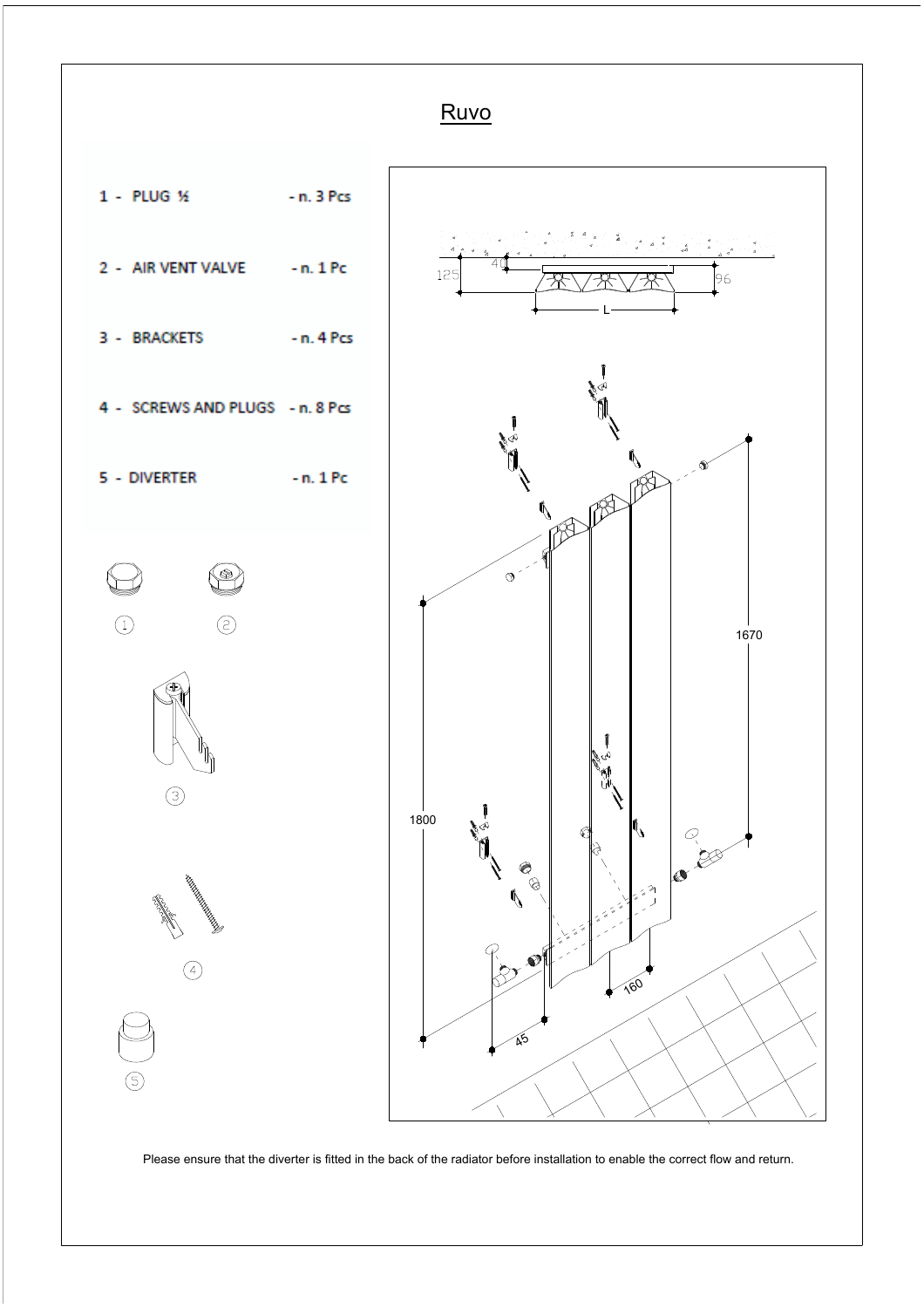# Ruvo

1 - PLUG ½ - n. 3 Pcs

2 - AIR VENT VALVE - n. 1 Pc

3 - BRACKETS - n. 4 Pcs

4 - SCREWS AND PLUGS - n. 8 Pcs

5 - DIVERTER - n. 1 Pc

Please ensure that the diverter is fitted in the back of the radiator before installation to enable the correct flow and return.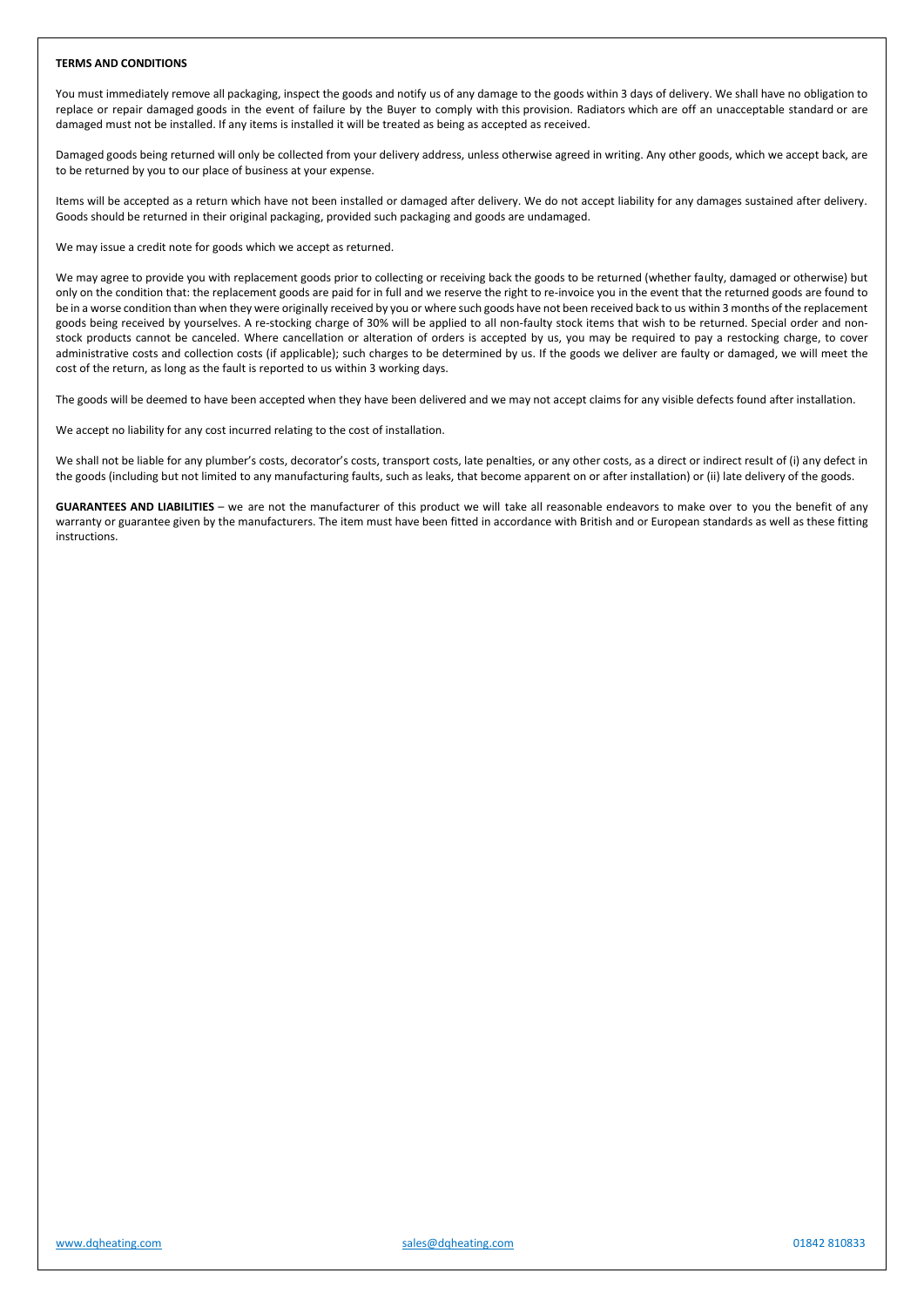**TERMS AND CONDITIONS**

You must immediately remove all packaging, inspect the goods and notify us of any damage to the goods within 3 days of delivery. We shall have no obligation to replace or repair damaged goods in the event of failure by the Buyer to comply with this provision. Radiators which are off an unacceptable standard or are damaged must not be installed. If any items is installed it will be treated as being as accepted as received.

Damaged goods being returned will only be collected from your delivery address, unless otherwise agreed in writing. Any other goods, which we accept back, are to be returned by you to our place of business at your expense.

Items will be accepted as a return which have not been installed or damaged after delivery. We do not accept liability for any damages sustained after delivery. Goods should be returned in their original packaging, provided such packaging and goods are undamaged.

We may issue a credit note for goods which we accept as returned.

We may agree to provide you with replacement goods prior to collecting or receiving back the goods to be returned (whether faulty, damaged or otherwise) but only on the condition that: the replacement goods are paid for in full and we reserve the right to re-invoice you in the event that the returned goods are found to be in a worse condition than when they were originally received by you or where such goods have not been received back to us within 3 months of the replacement goods being received by yourselves. A re-stocking charge of 30% will be applied to all non-faulty stock items that wish to be returned. Special order and non-stock products cannot be canceled. Where cancellation or alteration of orders is accepted by us, you may be required to pay a restocking charge, to cover administrative costs and collection costs (if applicable); such charges to be determined by us. If the goods we deliver are faulty or damaged, we will meet the cost of the return, as long as the fault is reported to us within 3 working days.

The goods will be deemed to have been accepted when they have been delivered and we may not accept claims for any visible defects found after installation.

We accept no liability for any cost incurred relating to the cost of installation.

We shall not be liable for any plumber's costs, decorator's costs, transport costs, late penalties, or any other costs, as a direct or indirect result of (i) any defect in the goods (including but not limited to any manufacturing faults, such as leaks, that become apparent on or after installation) or (ii) late delivery of the goods.

**GUARANTEES AND LIABILITIES** – we are not the manufacturer of this product we will take all reasonable endeavors to make over to you the benefit of any warranty or guarantee given by the manufacturers. The item must have been fitted in accordance with British and or European standards as well as these fitting instructions.

www.dqheating.com sales@dqheating.com 01842 810833